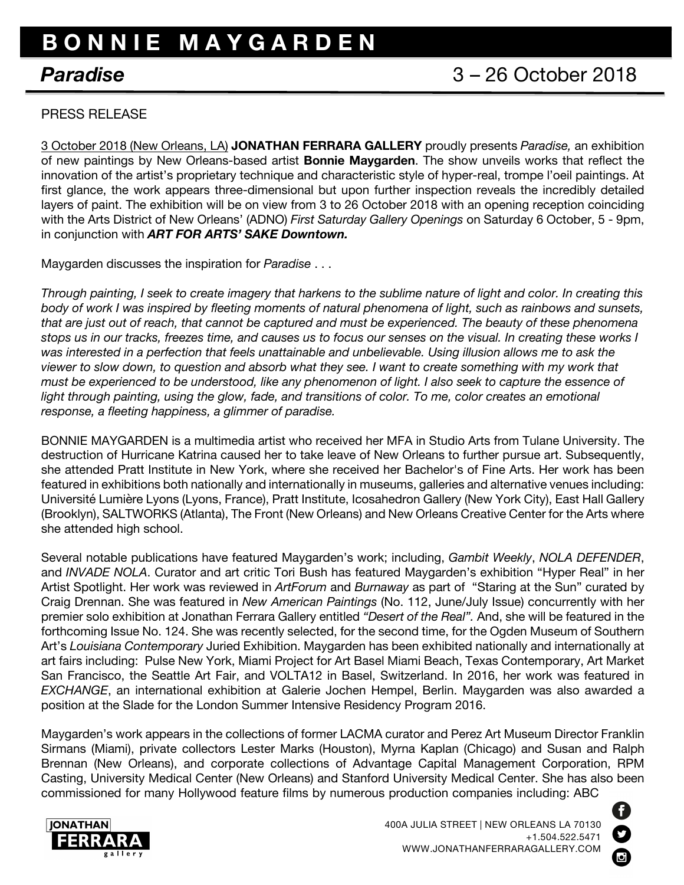# BONNIE MAYGARDEN

## *Paradise* 3 – 26 October 2018

PRESS RELEASE

3 October 2018 (New Orleans, LA) **JONATHAN FERRARA GALLERY** proudly presents *Paradise,* an exhibition of new paintings by New Orleans-based artist **Bonnie Maygarden**. The show unveils works that reflect the innovation of the artist's proprietary technique and characteristic style of hyper-real, trompe l'oeil paintings. At first glance, the work appears three-dimensional but upon further inspection reveals the incredibly detailed layers of paint. The exhibition will be on view from 3 to 26 October 2018 with an opening reception coinciding with the Arts District of New Orleans' (ADNO) *First Saturday Gallery Openings* on Saturday 6 October, 5 - 9pm, in conjunction with ***ART FOR ARTS' SAKE Downtown.***

Maygarden discusses the inspiration for *Paradise* . . .

*Through painting, I seek to create imagery that harkens to the sublime nature of light and color. In creating this body of work I was inspired by fleeting moments of natural phenomena of light, such as rainbows and sunsets, that are just out of reach, that cannot be captured and must be experienced. The beauty of these phenomena stops us in our tracks, freezes time, and causes us to focus our senses on the visual. In creating these works I was interested in a perfection that feels unattainable and unbelievable. Using illusion allows me to ask the viewer to slow down, to question and absorb what they see. I want to create something with my work that must be experienced to be understood, like any phenomenon of light. I also seek to capture the essence of light through painting, using the glow, fade, and transitions of color. To me, color creates an emotional response, a fleeting happiness, a glimmer of paradise.*

BONNIE MAYGARDEN is a multimedia artist who received her MFA in Studio Arts from Tulane University. The destruction of Hurricane Katrina caused her to take leave of New Orleans to further pursue art. Subsequently, she attended Pratt Institute in New York, where she received her Bachelor's of Fine Arts. Her work has been featured in exhibitions both nationally and internationally in museums, galleries and alternative venues including: Université Lumière Lyons (Lyons, France), Pratt Institute, Icosahedron Gallery (New York City), East Hall Gallery (Brooklyn), SALTWORKS (Atlanta), The Front (New Orleans) and New Orleans Creative Center for the Arts where she attended high school.

Several notable publications have featured Maygarden's work; including, *Gambit Weekly*, *NOLA DEFENDER*, and *INVADE NOLA*. Curator and art critic Tori Bush has featured Maygarden's exhibition "Hyper Real" in her Artist Spotlight. Her work was reviewed in *ArtForum* and *Burnaway* as part of "Staring at the Sun" curated by Craig Drennan. She was featured in *New American Paintings* (No. 112, June/July Issue) concurrently with her premier solo exhibition at Jonathan Ferrara Gallery entitled *"Desert of the Real".* And, she will be featured in the forthcoming Issue No. 124. She was recently selected, for the second time, for the Ogden Museum of Southern Art's *Louisiana Contemporary* Juried Exhibition. Maygarden has been exhibited nationally and internationally at art fairs including: Pulse New York, Miami Project for Art Basel Miami Beach, Texas Contemporary, Art Market San Francisco, the Seattle Art Fair, and VOLTA12 in Basel, Switzerland. In 2016, her work was featured in *EXCHANGE*, an international exhibition at Galerie Jochen Hempel, Berlin. Maygarden was also awarded a position at the Slade for the London Summer Intensive Residency Program 2016.

Maygarden's work appears in the collections of former LACMA curator and Perez Art Museum Director Franklin Sirmans (Miami), private collectors Lester Marks (Houston), Myrna Kaplan (Chicago) and Susan and Ralph Brennan (New Orleans), and corporate collections of Advantage Capital Management Corporation, RPM Casting, University Medical Center (New Orleans) and Stanford University Medical Center. She has also been commissioned for many Hollywood feature films by numerous production companies including: ABC

JONATHAN FERRARA gallery

400A JULIA STREET | NEW ORLEANS LA 70130
+1.504.522.5471
WWW.JONATHANFERRARAGALLERY.COM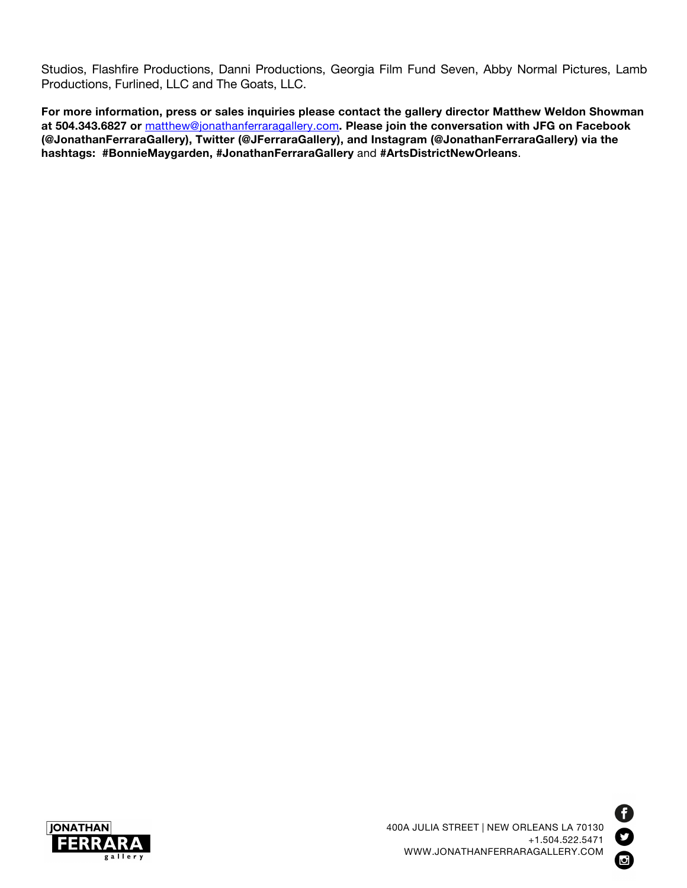Studios, Flashfire Productions, Danni Productions, Georgia Film Fund Seven, Abby Normal Pictures, Lamb Productions, Furlined, LLC and The Goats, LLC.

**For more information, press or sales inquiries please contact the gallery director Matthew Weldon Showman at 504.343.6827 or** matthew@jonathanferraragallery.com**. Please join the conversation with JFG on Facebook (@JonathanFerraraGallery), Twitter (@JFerraraGallery), and Instagram (@JonathanFerraraGallery) via the hashtags: #BonnieMaygarden, #JonathanFerraraGallery** and **#ArtsDistrictNewOrleans**.